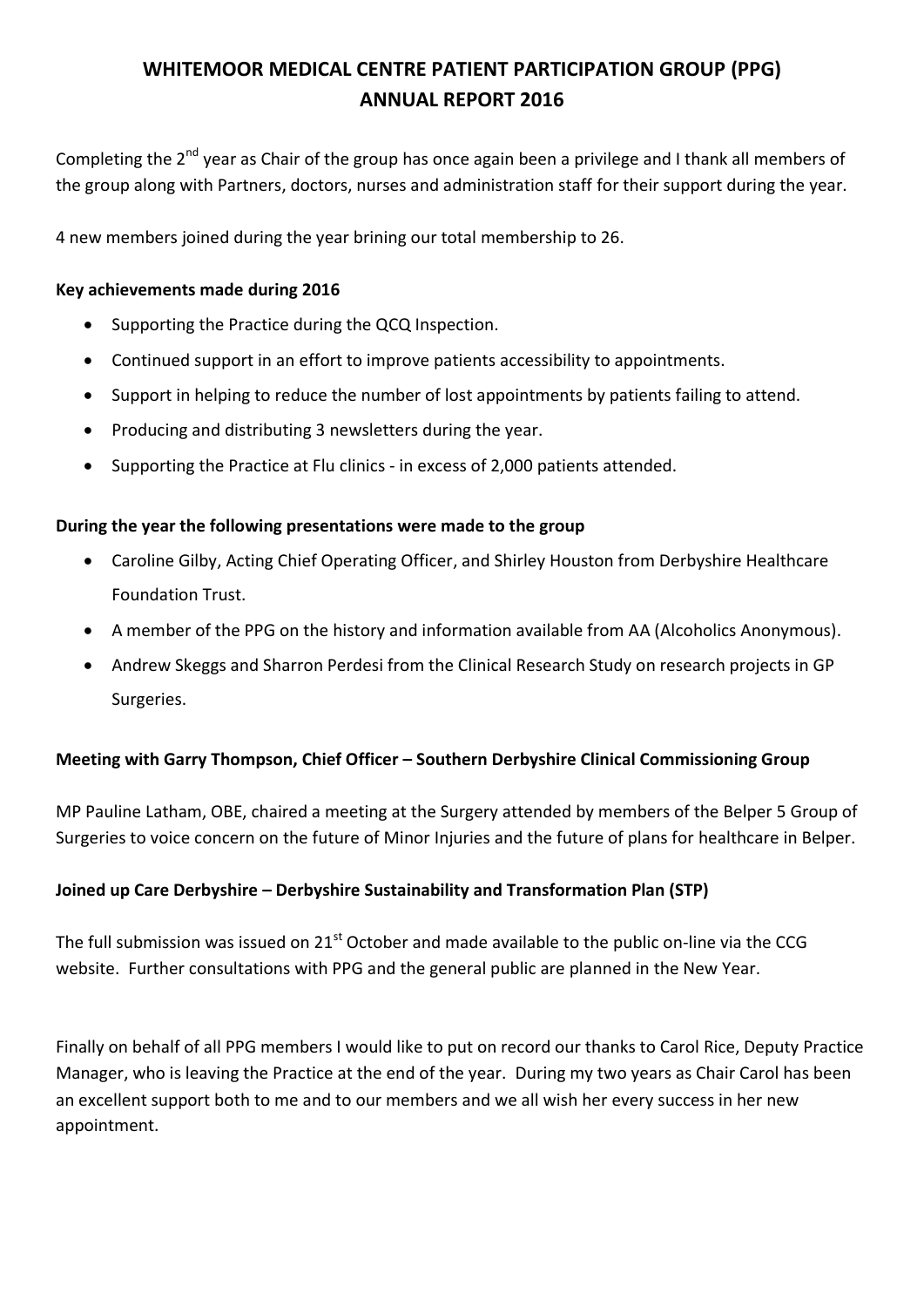# WHITEMOOR MEDICAL CENTRE PATIENT PARTICIPATION GROUP (PPG) ANNUAL REPORT 2016

Completing the 2nd year as Chair of the group has once again been a privilege and I thank all members of the group along with Partners, doctors, nurses and administration staff for their support during the year.

4 new members joined during the year brining our total membership to 26.

**Key achievements made during 2016**

- Supporting the Practice during the QCQ Inspection.
- Continued support in an effort to improve patients accessibility to appointments.
- Support in helping to reduce the number of lost appointments by patients failing to attend.
- Producing and distributing 3 newsletters during the year.
- Supporting the Practice at Flu clinics - in excess of 2,000 patients attended.

**During the year the following presentations were made to the group**

- Caroline Gilby, Acting Chief Operating Officer, and Shirley Houston from Derbyshire Healthcare Foundation Trust.
- A member of the PPG on the history and information available from AA (Alcoholics Anonymous).
- Andrew Skeggs and Sharron Perdesi from the Clinical Research Study on research projects in GP Surgeries.

**Meeting with Garry Thompson, Chief Officer – Southern Derbyshire Clinical Commissioning Group**

MP Pauline Latham, OBE, chaired a meeting at the Surgery attended by members of the Belper 5 Group of Surgeries to voice concern on the future of Minor Injuries and the future of plans for healthcare in Belper.

**Joined up Care Derbyshire – Derbyshire Sustainability and Transformation Plan (STP)**

The full submission was issued on 21st October and made available to the public on-line via the CCG website. Further consultations with PPG and the general public are planned in the New Year.

Finally on behalf of all PPG members I would like to put on record our thanks to Carol Rice, Deputy Practice Manager, who is leaving the Practice at the end of the year. During my two years as Chair Carol has been an excellent support both to me and to our members and we all wish her every success in her new appointment.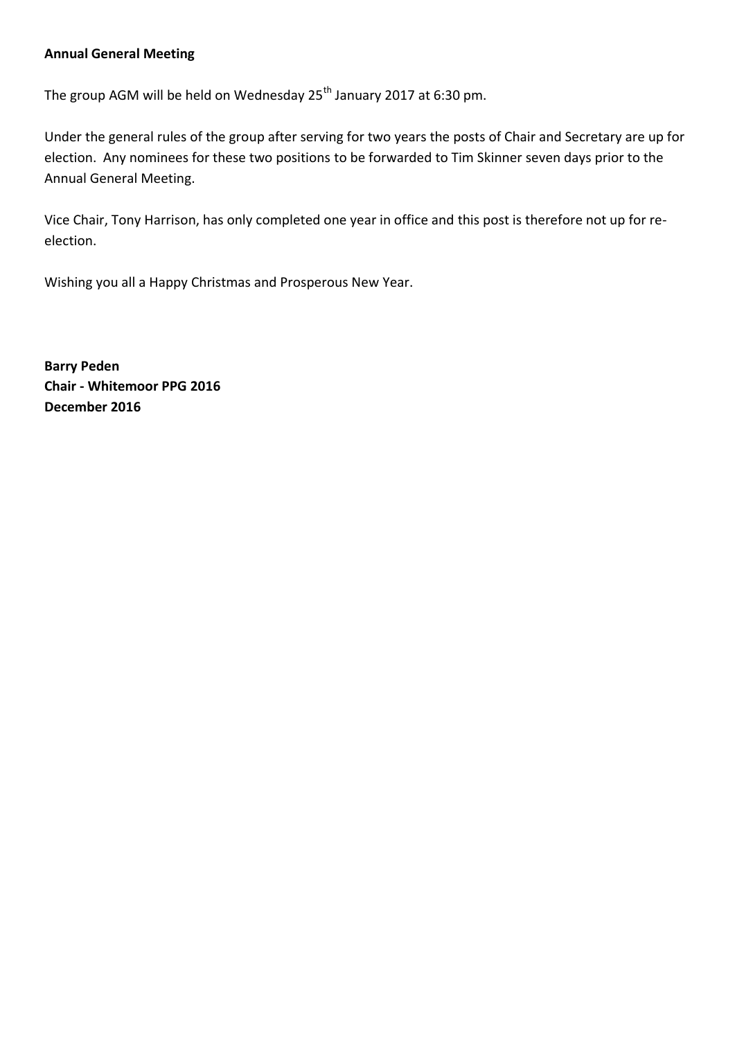**Annual General Meeting**

The group AGM will be held on Wednesday 25th January 2017 at 6:30 pm.

Under the general rules of the group after serving for two years the posts of Chair and Secretary are up for election. Any nominees for these two positions to be forwarded to Tim Skinner seven days prior to the Annual General Meeting.

Vice Chair, Tony Harrison, has only completed one year in office and this post is therefore not up for re-election.

Wishing you all a Happy Christmas and Prosperous New Year.

**Barry Peden**
**Chair - Whitemoor PPG 2016**
**December 2016**